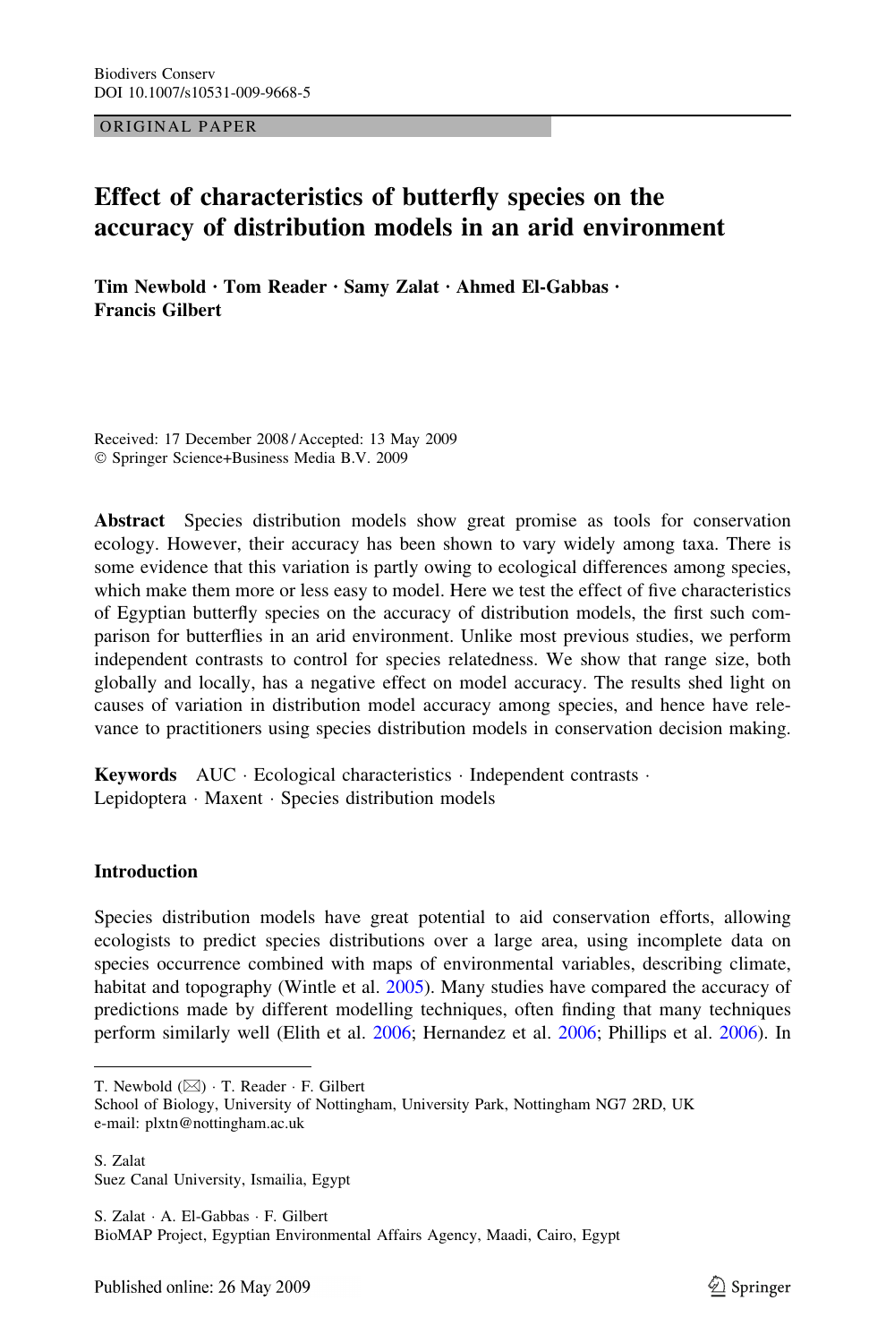ORIGINAL PAPER

# Effect of characteristics of butterfly species on the accuracy of distribution models in an arid environment

**Tim Newbold · Tom Reader · Samy Zalat · Ahmed El-Gabbas · Francis Gilbert**

Received: 17 December 2008 / Accepted: 13 May 2009
© Springer Science+Business Media B.V. 2009

**Abstract** Species distribution models show great promise as tools for conservation ecology. However, their accuracy has been shown to vary widely among taxa. There is some evidence that this variation is partly owing to ecological differences among species, which make them more or less easy to model. Here we test the effect of five characteristics of Egyptian butterfly species on the accuracy of distribution models, the first such comparison for butterflies in an arid environment. Unlike most previous studies, we perform independent contrasts to control for species relatedness. We show that range size, both globally and locally, has a negative effect on model accuracy. The results shed light on causes of variation in distribution model accuracy among species, and hence have relevance to practitioners using species distribution models in conservation decision making.

**Keywords** AUC · Ecological characteristics · Independent contrasts · Lepidoptera · Maxent · Species distribution models

## Introduction

Species distribution models have great potential to aid conservation efforts, allowing ecologists to predict species distributions over a large area, using incomplete data on species occurrence combined with maps of environmental variables, describing climate, habitat and topography (Wintle et al. 2005). Many studies have compared the accuracy of predictions made by different modelling techniques, often finding that many techniques perform similarly well (Elith et al. 2006; Hernandez et al. 2006; Phillips et al. 2006). In

---

T. Newbold (✉) · T. Reader · F. Gilbert
School of Biology, University of Nottingham, University Park, Nottingham NG7 2RD, UK
e-mail: plxtn@nottingham.ac.uk

S. Zalat
Suez Canal University, Ismailia, Egypt

S. Zalat · A. El-Gabbas · F. Gilbert
BioMAP Project, Egyptian Environmental Affairs Agency, Maadi, Cairo, Egypt

Published online: 26 May 2009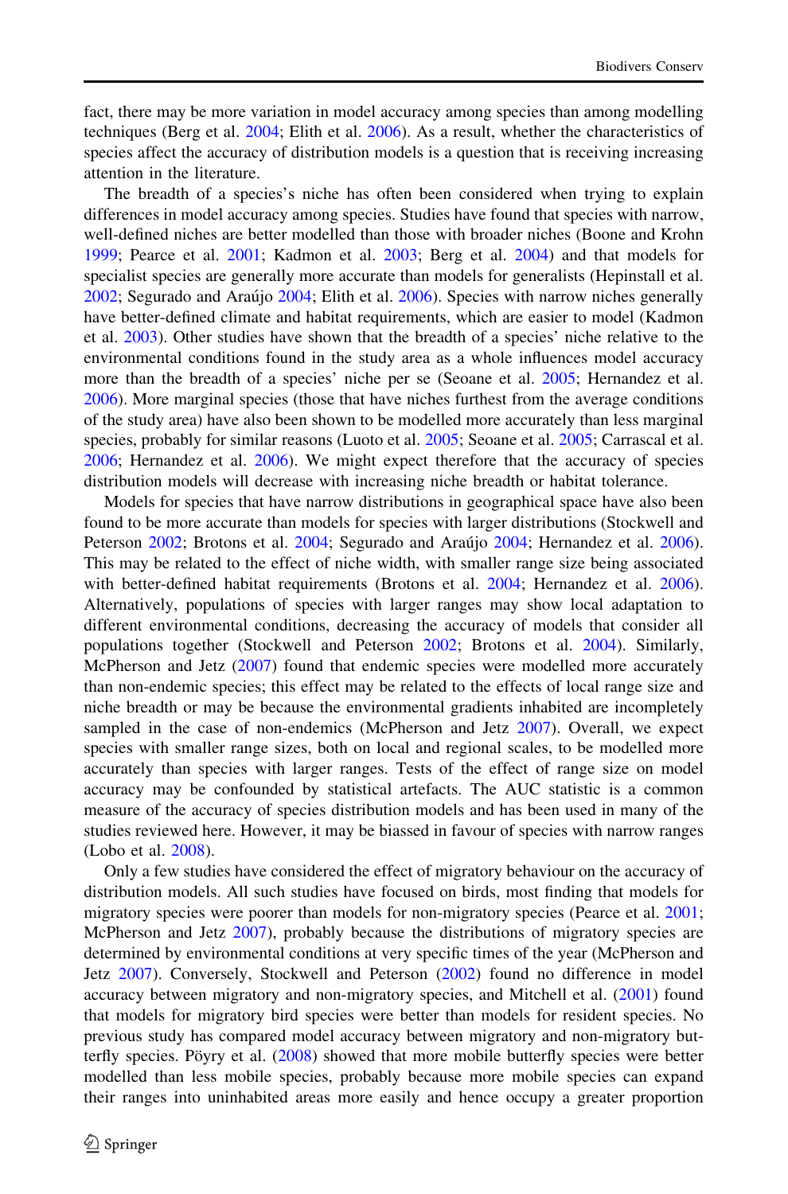fact, there may be more variation in model accuracy among species than among modelling techniques (Berg et al. 2004; Elith et al. 2006). As a result, whether the characteristics of species affect the accuracy of distribution models is a question that is receiving increasing attention in the literature.

The breadth of a species's niche has often been considered when trying to explain differences in model accuracy among species. Studies have found that species with narrow, well-defined niches are better modelled than those with broader niches (Boone and Krohn 1999; Pearce et al. 2001; Kadmon et al. 2003; Berg et al. 2004) and that models for specialist species are generally more accurate than models for generalists (Hepinstall et al. 2002; Segurado and Araújo 2004; Elith et al. 2006). Species with narrow niches generally have better-defined climate and habitat requirements, which are easier to model (Kadmon et al. 2003). Other studies have shown that the breadth of a species' niche relative to the environmental conditions found in the study area as a whole influences model accuracy more than the breadth of a species' niche per se (Seoane et al. 2005; Hernandez et al. 2006). More marginal species (those that have niches furthest from the average conditions of the study area) have also been shown to be modelled more accurately than less marginal species, probably for similar reasons (Luoto et al. 2005; Seoane et al. 2005; Carrascal et al. 2006; Hernandez et al. 2006). We might expect therefore that the accuracy of species distribution models will decrease with increasing niche breadth or habitat tolerance.

Models for species that have narrow distributions in geographical space have also been found to be more accurate than models for species with larger distributions (Stockwell and Peterson 2002; Brotons et al. 2004; Segurado and Araújo 2004; Hernandez et al. 2006). This may be related to the effect of niche width, with smaller range size being associated with better-defined habitat requirements (Brotons et al. 2004; Hernandez et al. 2006). Alternatively, populations of species with larger ranges may show local adaptation to different environmental conditions, decreasing the accuracy of models that consider all populations together (Stockwell and Peterson 2002; Brotons et al. 2004). Similarly, McPherson and Jetz (2007) found that endemic species were modelled more accurately than non-endemic species; this effect may be related to the effects of local range size and niche breadth or may be because the environmental gradients inhabited are incompletely sampled in the case of non-endemics (McPherson and Jetz 2007). Overall, we expect species with smaller range sizes, both on local and regional scales, to be modelled more accurately than species with larger ranges. Tests of the effect of range size on model accuracy may be confounded by statistical artefacts. The AUC statistic is a common measure of the accuracy of species distribution models and has been used in many of the studies reviewed here. However, it may be biassed in favour of species with narrow ranges (Lobo et al. 2008).

Only a few studies have considered the effect of migratory behaviour on the accuracy of distribution models. All such studies have focused on birds, most finding that models for migratory species were poorer than models for non-migratory species (Pearce et al. 2001; McPherson and Jetz 2007), probably because the distributions of migratory species are determined by environmental conditions at very specific times of the year (McPherson and Jetz 2007). Conversely, Stockwell and Peterson (2002) found no difference in model accuracy between migratory and non-migratory species, and Mitchell et al. (2001) found that models for migratory bird species were better than models for resident species. No previous study has compared model accuracy between migratory and non-migratory butterfly species. Pöyry et al. (2008) showed that more mobile butterfly species were better modelled than less mobile species, probably because more mobile species can expand their ranges into uninhabited areas more easily and hence occupy a greater proportion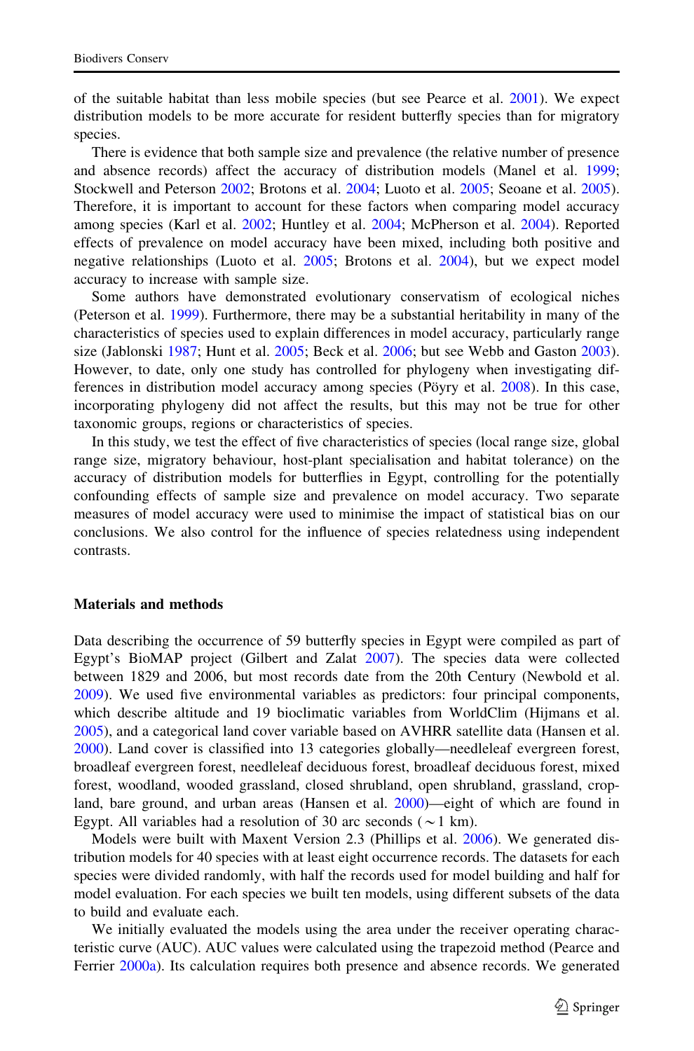of the suitable habitat than less mobile species (but see Pearce et al. 2001). We expect distribution models to be more accurate for resident butterfly species than for migratory species.

There is evidence that both sample size and prevalence (the relative number of presence and absence records) affect the accuracy of distribution models (Manel et al. 1999; Stockwell and Peterson 2002; Brotons et al. 2004; Luoto et al. 2005; Seoane et al. 2005). Therefore, it is important to account for these factors when comparing model accuracy among species (Karl et al. 2002; Huntley et al. 2004; McPherson et al. 2004). Reported effects of prevalence on model accuracy have been mixed, including both positive and negative relationships (Luoto et al. 2005; Brotons et al. 2004), but we expect model accuracy to increase with sample size.

Some authors have demonstrated evolutionary conservatism of ecological niches (Peterson et al. 1999). Furthermore, there may be a substantial heritability in many of the characteristics of species used to explain differences in model accuracy, particularly range size (Jablonski 1987; Hunt et al. 2005; Beck et al. 2006; but see Webb and Gaston 2003). However, to date, only one study has controlled for phylogeny when investigating differences in distribution model accuracy among species (Pöyry et al. 2008). In this case, incorporating phylogeny did not affect the results, but this may not be true for other taxonomic groups, regions or characteristics of species.

In this study, we test the effect of five characteristics of species (local range size, global range size, migratory behaviour, host-plant specialisation and habitat tolerance) on the accuracy of distribution models for butterflies in Egypt, controlling for the potentially confounding effects of sample size and prevalence on model accuracy. Two separate measures of model accuracy were used to minimise the impact of statistical bias on our conclusions. We also control for the influence of species relatedness using independent contrasts.

## Materials and methods

Data describing the occurrence of 59 butterfly species in Egypt were compiled as part of Egypt's BioMAP project (Gilbert and Zalat 2007). The species data were collected between 1829 and 2006, but most records date from the 20th Century (Newbold et al. 2009). We used five environmental variables as predictors: four principal components, which describe altitude and 19 bioclimatic variables from WorldClim (Hijmans et al. 2005), and a categorical land cover variable based on AVHRR satellite data (Hansen et al. 2000). Land cover is classified into 13 categories globally—needleleaf evergreen forest, broadleaf evergreen forest, needleleaf deciduous forest, broadleaf deciduous forest, mixed forest, woodland, wooded grassland, closed shrubland, open shrubland, grassland, cropland, bare ground, and urban areas (Hansen et al. 2000)—eight of which are found in Egypt. All variables had a resolution of 30 arc seconds ($\sim$1 km).

Models were built with Maxent Version 2.3 (Phillips et al. 2006). We generated distribution models for 40 species with at least eight occurrence records. The datasets for each species were divided randomly, with half the records used for model building and half for model evaluation. For each species we built ten models, using different subsets of the data to build and evaluate each.

We initially evaluated the models using the area under the receiver operating characteristic curve (AUC). AUC values were calculated using the trapezoid method (Pearce and Ferrier 2000a). Its calculation requires both presence and absence records. We generated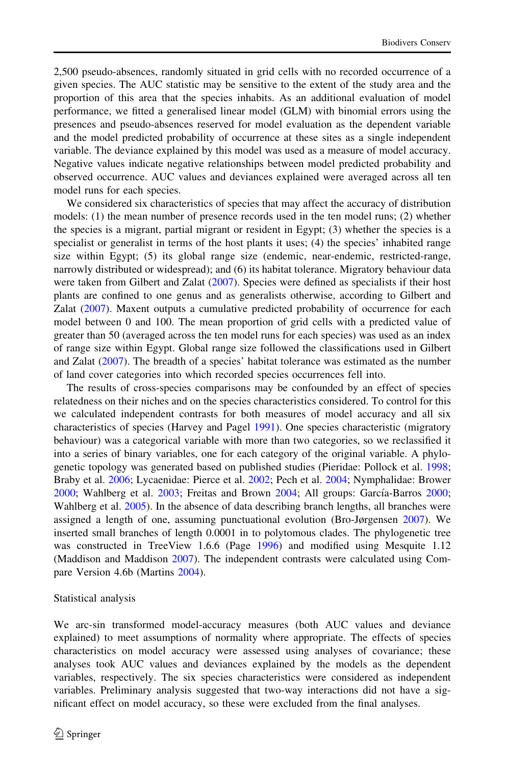2,500 pseudo-absences, randomly situated in grid cells with no recorded occurrence of a given species. The AUC statistic may be sensitive to the extent of the study area and the proportion of this area that the species inhabits. As an additional evaluation of model performance, we fitted a generalised linear model (GLM) with binomial errors using the presences and pseudo-absences reserved for model evaluation as the dependent variable and the model predicted probability of occurrence at these sites as a single independent variable. The deviance explained by this model was used as a measure of model accuracy. Negative values indicate negative relationships between model predicted probability and observed occurrence. AUC values and deviances explained were averaged across all ten model runs for each species.

We considered six characteristics of species that may affect the accuracy of distribution models: (1) the mean number of presence records used in the ten model runs; (2) whether the species is a migrant, partial migrant or resident in Egypt; (3) whether the species is a specialist or generalist in terms of the host plants it uses; (4) the species' inhabited range size within Egypt; (5) its global range size (endemic, near-endemic, restricted-range, narrowly distributed or widespread); and (6) its habitat tolerance. Migratory behaviour data were taken from Gilbert and Zalat (2007). Species were defined as specialists if their host plants are confined to one genus and as generalists otherwise, according to Gilbert and Zalat (2007). Maxent outputs a cumulative predicted probability of occurrence for each model between 0 and 100. The mean proportion of grid cells with a predicted value of greater than 50 (averaged across the ten model runs for each species) was used as an index of range size within Egypt. Global range size followed the classifications used in Gilbert and Zalat (2007). The breadth of a species' habitat tolerance was estimated as the number of land cover categories into which recorded species occurrences fell into.

The results of cross-species comparisons may be confounded by an effect of species relatedness on their niches and on the species characteristics considered. To control for this we calculated independent contrasts for both measures of model accuracy and all six characteristics of species (Harvey and Pagel 1991). One species characteristic (migratory behaviour) was a categorical variable with more than two categories, so we reclassified it into a series of binary variables, one for each category of the original variable. A phylogenetic topology was generated based on published studies (Pieridae: Pollock et al. 1998; Braby et al. 2006; Lycaenidae: Pierce et al. 2002; Pech et al. 2004; Nymphalidae: Brower 2000; Wahlberg et al. 2003; Freitas and Brown 2004; All groups: García-Barros 2000; Wahlberg et al. 2005). In the absence of data describing branch lengths, all branches were assigned a length of one, assuming punctuational evolution (Bro-Jørgensen 2007). We inserted small branches of length 0.0001 in to polytomous clades. The phylogenetic tree was constructed in TreeView 1.6.6 (Page 1996) and modified using Mesquite 1.12 (Maddison and Maddison 2007). The independent contrasts were calculated using Compare Version 4.6b (Martins 2004).

## Statistical analysis

We arc-sin transformed model-accuracy measures (both AUC values and deviance explained) to meet assumptions of normality where appropriate. The effects of species characteristics on model accuracy were assessed using analyses of covariance; these analyses took AUC values and deviances explained by the models as the dependent variables, respectively. The six species characteristics were considered as independent variables. Preliminary analysis suggested that two-way interactions did not have a significant effect on model accuracy, so these were excluded from the final analyses.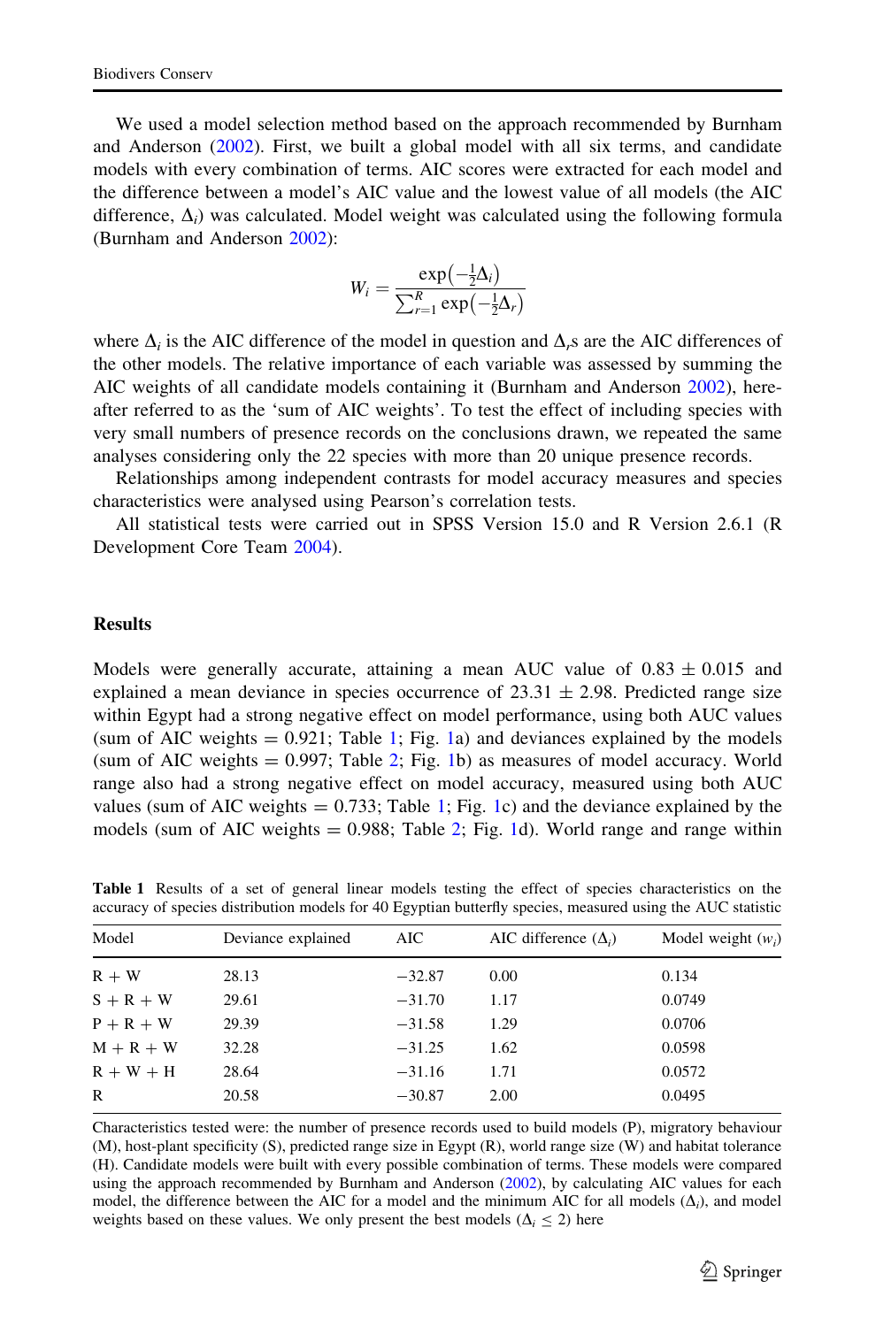We used a model selection method based on the approach recommended by Burnham and Anderson (2002). First, we built a global model with all six terms, and candidate models with every combination of terms. AIC scores were extracted for each model and the difference between a model's AIC value and the lowest value of all models (the AIC difference, $\Delta_i$) was calculated. Model weight was calculated using the following formula (Burnham and Anderson 2002):

$$W_i = \frac{\exp\left(-\frac{1}{2}\Delta_i\right)}{\sum_{r=1}^{R}\exp\left(-\frac{1}{2}\Delta_r\right)}$$

where $\Delta_i$ is the AIC difference of the model in question and $\Delta_r$s are the AIC differences of the other models. The relative importance of each variable was assessed by summing the AIC weights of all candidate models containing it (Burnham and Anderson 2002), hereafter referred to as the 'sum of AIC weights'. To test the effect of including species with very small numbers of presence records on the conclusions drawn, we repeated the same analyses considering only the 22 species with more than 20 unique presence records.

Relationships among independent contrasts for model accuracy measures and species characteristics were analysed using Pearson's correlation tests.

All statistical tests were carried out in SPSS Version 15.0 and R Version 2.6.1 (R Development Core Team 2004).

## Results

Models were generally accurate, attaining a mean AUC value of $0.83 \pm 0.015$ and explained a mean deviance in species occurrence of $23.31 \pm 2.98$. Predicted range size within Egypt had a strong negative effect on model performance, using both AUC values (sum of AIC weights = 0.921; Table 1; Fig. 1a) and deviances explained by the models (sum of AIC weights = 0.997; Table 2; Fig. 1b) as measures of model accuracy. World range also had a strong negative effect on model accuracy, measured using both AUC values (sum of AIC weights = 0.733; Table 1; Fig. 1c) and the deviance explained by the models (sum of AIC weights = 0.988; Table 2; Fig. 1d). World range and range within

**Table 1** Results of a set of general linear models testing the effect of species characteristics on the accuracy of species distribution models for 40 Egyptian butterfly species, measured using the AUC statistic

| Model | Deviance explained | AIC | AIC difference ($\Delta_i$) | Model weight ($w_i$) |
|---|---|---|---|---|
| R + W | 28.13 | −32.87 | 0.00 | 0.134 |
| S + R + W | 29.61 | −31.70 | 1.17 | 0.0749 |
| P + R + W | 29.39 | −31.58 | 1.29 | 0.0706 |
| M + R + W | 32.28 | −31.25 | 1.62 | 0.0598 |
| R + W + H | 28.64 | −31.16 | 1.71 | 0.0572 |
| R | 20.58 | −30.87 | 2.00 | 0.0495 |

Characteristics tested were: the number of presence records used to build models (P), migratory behaviour (M), host-plant specificity (S), predicted range size in Egypt (R), world range size (W) and habitat tolerance (H). Candidate models were built with every possible combination of terms. These models were compared using the approach recommended by Burnham and Anderson (2002), by calculating AIC values for each model, the difference between the AIC for a model and the minimum AIC for all models ($\Delta_i$), and model weights based on these values. We only present the best models ($\Delta_i \leq 2$) here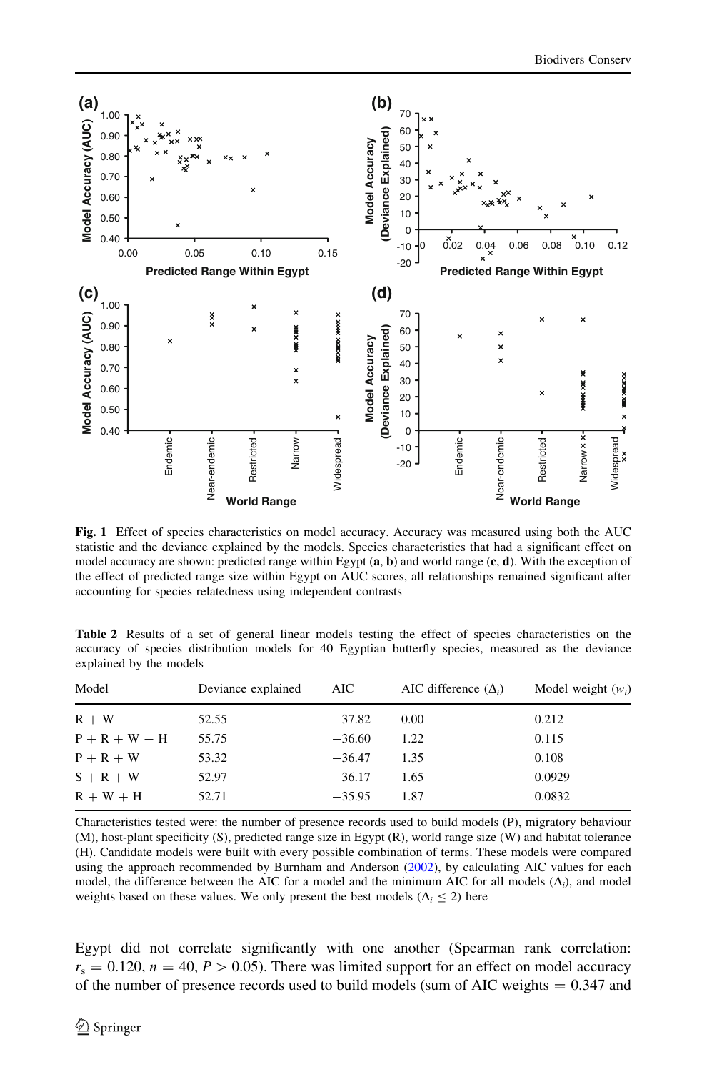**Fig. 1** Effect of species characteristics on model accuracy. Accuracy was measured using both the AUC statistic and the deviance explained by the models. Species characteristics that had a significant effect on model accuracy are shown: predicted range within Egypt (**a**, **b**) and world range (**c**, **d**). With the exception of the effect of predicted range size within Egypt on AUC scores, all relationships remained significant after accounting for species relatedness using independent contrasts

**Table 2** Results of a set of general linear models testing the effect of species characteristics on the accuracy of species distribution models for 40 Egyptian butterfly species, measured as the deviance explained by the models

| Model | Deviance explained | AIC | AIC difference ($\Delta_i$) | Model weight ($w_i$) |
|---|---|---|---|---|
| R + W | 52.55 | −37.82 | 0.00 | 0.212 |
| P + R + W + H | 55.75 | −36.60 | 1.22 | 0.115 |
| P + R + W | 53.32 | −36.47 | 1.35 | 0.108 |
| S + R + W | 52.97 | −36.17 | 1.65 | 0.0929 |
| R + W + H | 52.71 | −35.95 | 1.87 | 0.0832 |

Characteristics tested were: the number of presence records used to build models (P), migratory behaviour (M), host-plant specificity (S), predicted range size in Egypt (R), world range size (W) and habitat tolerance (H). Candidate models were built with every possible combination of terms. These models were compared using the approach recommended by Burnham and Anderson (2002), by calculating AIC values for each model, the difference between the AIC for a model and the minimum AIC for all models ($\Delta_i$), and model weights based on these values. We only present the best models ($\Delta_i \leq 2$) here

Egypt did not correlate significantly with one another (Spearman rank correlation: $r_s = 0.120$, $n = 40$, $P > 0.05$). There was limited support for an effect on model accuracy of the number of presence records used to build models (sum of AIC weights = 0.347 and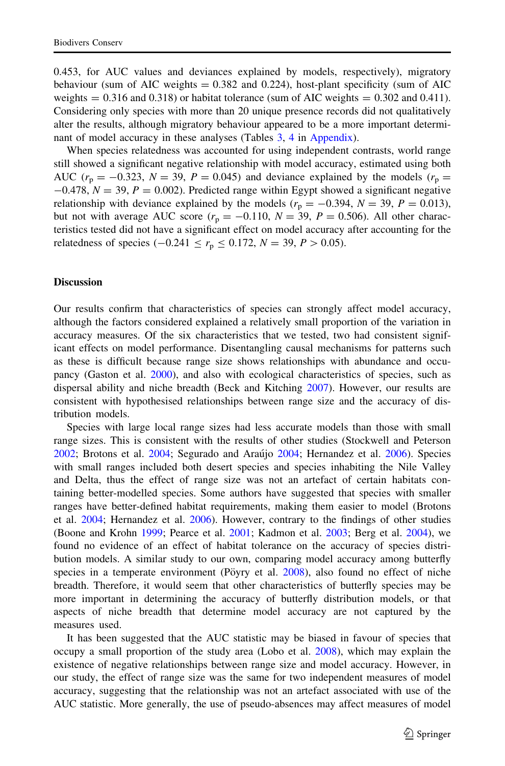0.453, for AUC values and deviances explained by models, respectively), migratory behaviour (sum of AIC weights = 0.382 and 0.224), host-plant specificity (sum of AIC weights = 0.316 and 0.318) or habitat tolerance (sum of AIC weights = 0.302 and 0.411). Considering only species with more than 20 unique presence records did not qualitatively alter the results, although migratory behaviour appeared to be a more important determinant of model accuracy in these analyses (Tables 3, 4 in Appendix).

When species relatedness was accounted for using independent contrasts, world range still showed a significant negative relationship with model accuracy, estimated using both AUC ($r_p = -0.323$, $N = 39$, $P = 0.045$) and deviance explained by the models ($r_p = -0.478$, $N = 39$, $P = 0.002$). Predicted range within Egypt showed a significant negative relationship with deviance explained by the models ($r_p = -0.394$, $N = 39$, $P = 0.013$), but not with average AUC score ($r_p = -0.110$, $N = 39$, $P = 0.506$). All other characteristics tested did not have a significant effect on model accuracy after accounting for the relatedness of species ($-0.241 \leq r_p \leq 0.172$, $N = 39$, $P > 0.05$).

## Discussion

Our results confirm that characteristics of species can strongly affect model accuracy, although the factors considered explained a relatively small proportion of the variation in accuracy measures. Of the six characteristics that we tested, two had consistent significant effects on model performance. Disentangling causal mechanisms for patterns such as these is difficult because range size shows relationships with abundance and occupancy (Gaston et al. 2000), and also with ecological characteristics of species, such as dispersal ability and niche breadth (Beck and Kitching 2007). However, our results are consistent with hypothesised relationships between range size and the accuracy of distribution models.

Species with large local range sizes had less accurate models than those with small range sizes. This is consistent with the results of other studies (Stockwell and Peterson 2002; Brotons et al. 2004; Segurado and Araújo 2004; Hernandez et al. 2006). Species with small ranges included both desert species and species inhabiting the Nile Valley and Delta, thus the effect of range size was not an artefact of certain habitats containing better-modelled species. Some authors have suggested that species with smaller ranges have better-defined habitat requirements, making them easier to model (Brotons et al. 2004; Hernandez et al. 2006). However, contrary to the findings of other studies (Boone and Krohn 1999; Pearce et al. 2001; Kadmon et al. 2003; Berg et al. 2004), we found no evidence of an effect of habitat tolerance on the accuracy of species distribution models. A similar study to our own, comparing model accuracy among butterfly species in a temperate environment (Pöyry et al. 2008), also found no effect of niche breadth. Therefore, it would seem that other characteristics of butterfly species may be more important in determining the accuracy of butterfly distribution models, or that aspects of niche breadth that determine model accuracy are not captured by the measures used.

It has been suggested that the AUC statistic may be biased in favour of species that occupy a small proportion of the study area (Lobo et al. 2008), which may explain the existence of negative relationships between range size and model accuracy. However, in our study, the effect of range size was the same for two independent measures of model accuracy, suggesting that the relationship was not an artefact associated with use of the AUC statistic. More generally, the use of pseudo-absences may affect measures of model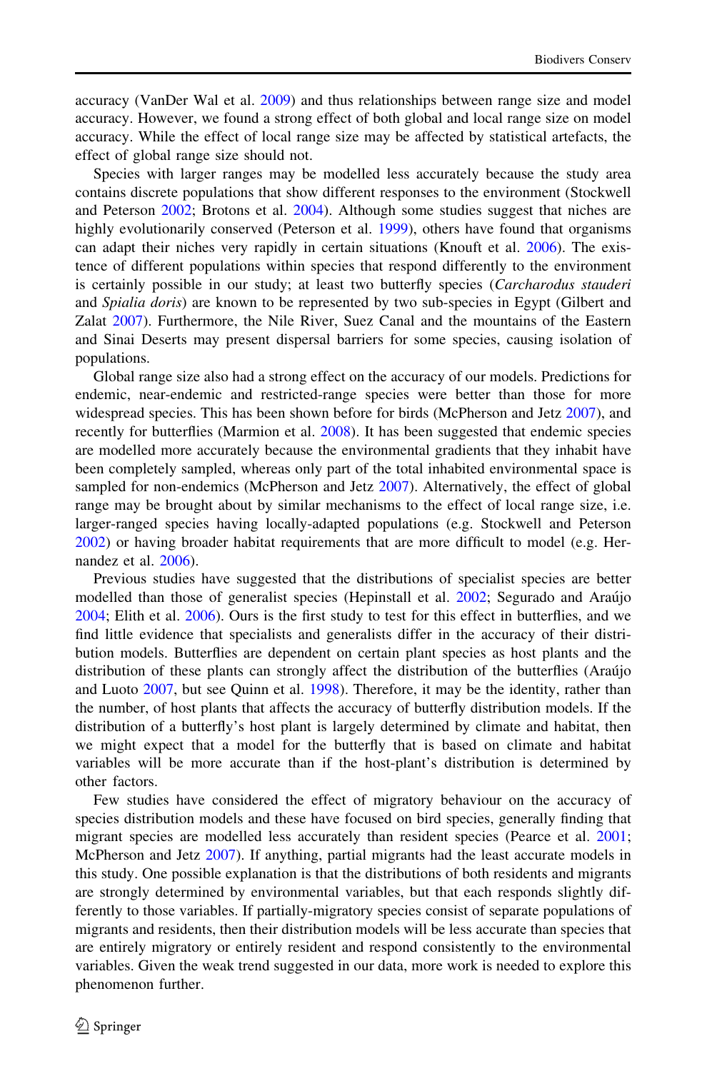accuracy (VanDer Wal et al. 2009) and thus relationships between range size and model accuracy. However, we found a strong effect of both global and local range size on model accuracy. While the effect of local range size may be affected by statistical artefacts, the effect of global range size should not.

Species with larger ranges may be modelled less accurately because the study area contains discrete populations that show different responses to the environment (Stockwell and Peterson 2002; Brotons et al. 2004). Although some studies suggest that niches are highly evolutionarily conserved (Peterson et al. 1999), others have found that organisms can adapt their niches very rapidly in certain situations (Knouft et al. 2006). The existence of different populations within species that respond differently to the environment is certainly possible in our study; at least two butterfly species (*Carcharodus stauderi* and *Spialia doris*) are known to be represented by two sub-species in Egypt (Gilbert and Zalat 2007). Furthermore, the Nile River, Suez Canal and the mountains of the Eastern and Sinai Deserts may present dispersal barriers for some species, causing isolation of populations.

Global range size also had a strong effect on the accuracy of our models. Predictions for endemic, near-endemic and restricted-range species were better than those for more widespread species. This has been shown before for birds (McPherson and Jetz 2007), and recently for butterflies (Marmion et al. 2008). It has been suggested that endemic species are modelled more accurately because the environmental gradients that they inhabit have been completely sampled, whereas only part of the total inhabited environmental space is sampled for non-endemics (McPherson and Jetz 2007). Alternatively, the effect of global range may be brought about by similar mechanisms to the effect of local range size, i.e. larger-ranged species having locally-adapted populations (e.g. Stockwell and Peterson 2002) or having broader habitat requirements that are more difficult to model (e.g. Hernandez et al. 2006).

Previous studies have suggested that the distributions of specialist species are better modelled than those of generalist species (Hepinstall et al. 2002; Segurado and Araújo 2004; Elith et al. 2006). Ours is the first study to test for this effect in butterflies, and we find little evidence that specialists and generalists differ in the accuracy of their distribution models. Butterflies are dependent on certain plant species as host plants and the distribution of these plants can strongly affect the distribution of the butterflies (Araújo and Luoto 2007, but see Quinn et al. 1998). Therefore, it may be the identity, rather than the number, of host plants that affects the accuracy of butterfly distribution models. If the distribution of a butterfly's host plant is largely determined by climate and habitat, then we might expect that a model for the butterfly that is based on climate and habitat variables will be more accurate than if the host-plant's distribution is determined by other factors.

Few studies have considered the effect of migratory behaviour on the accuracy of species distribution models and these have focused on bird species, generally finding that migrant species are modelled less accurately than resident species (Pearce et al. 2001; McPherson and Jetz 2007). If anything, partial migrants had the least accurate models in this study. One possible explanation is that the distributions of both residents and migrants are strongly determined by environmental variables, but that each responds slightly differently to those variables. If partially-migratory species consist of separate populations of migrants and residents, then their distribution models will be less accurate than species that are entirely migratory or entirely resident and respond consistently to the environmental variables. Given the weak trend suggested in our data, more work is needed to explore this phenomenon further.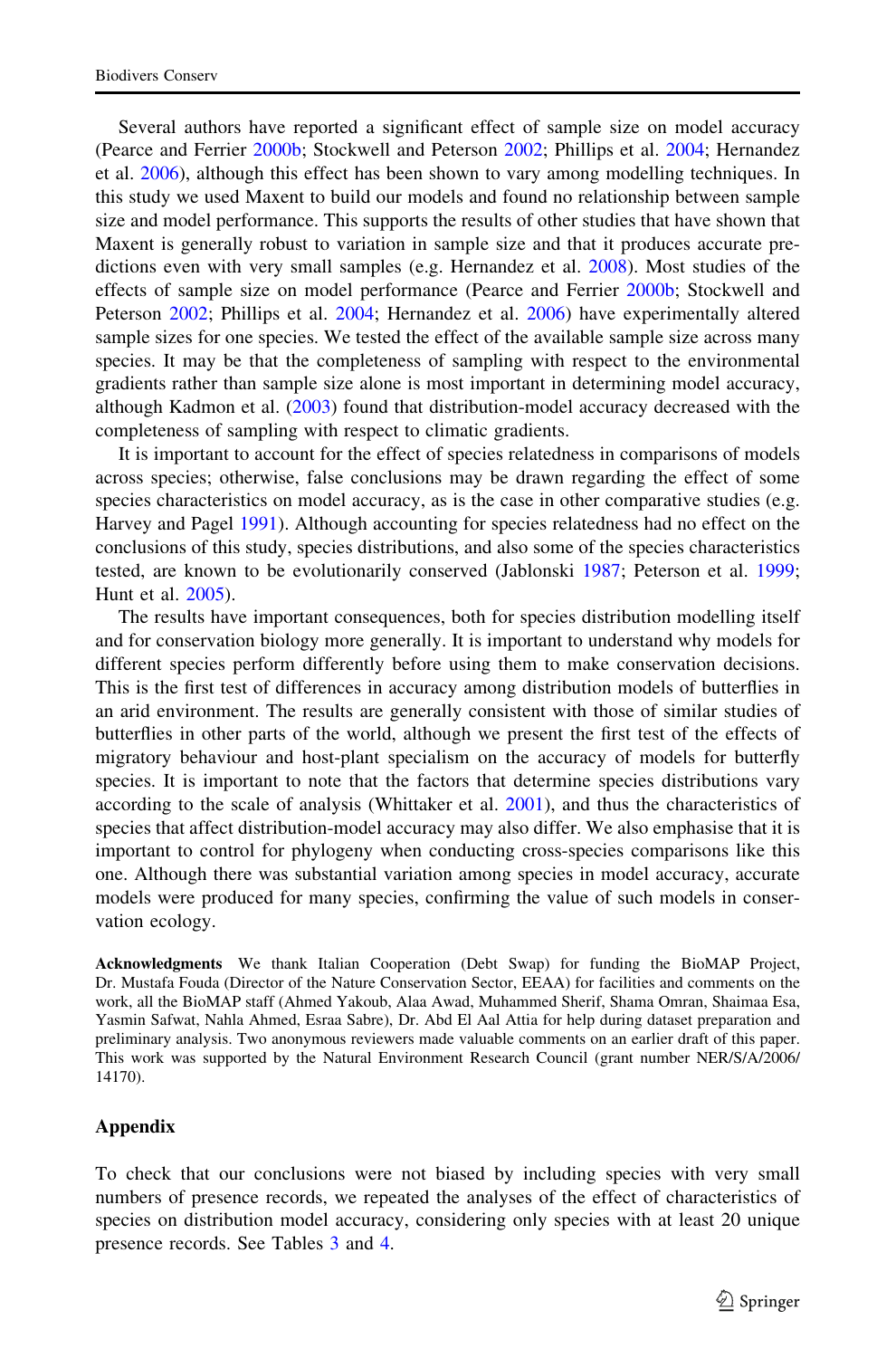Several authors have reported a significant effect of sample size on model accuracy (Pearce and Ferrier 2000b; Stockwell and Peterson 2002; Phillips et al. 2004; Hernandez et al. 2006), although this effect has been shown to vary among modelling techniques. In this study we used Maxent to build our models and found no relationship between sample size and model performance. This supports the results of other studies that have shown that Maxent is generally robust to variation in sample size and that it produces accurate predictions even with very small samples (e.g. Hernandez et al. 2008). Most studies of the effects of sample size on model performance (Pearce and Ferrier 2000b; Stockwell and Peterson 2002; Phillips et al. 2004; Hernandez et al. 2006) have experimentally altered sample sizes for one species. We tested the effect of the available sample size across many species. It may be that the completeness of sampling with respect to the environmental gradients rather than sample size alone is most important in determining model accuracy, although Kadmon et al. (2003) found that distribution-model accuracy decreased with the completeness of sampling with respect to climatic gradients.

It is important to account for the effect of species relatedness in comparisons of models across species; otherwise, false conclusions may be drawn regarding the effect of some species characteristics on model accuracy, as is the case in other comparative studies (e.g. Harvey and Pagel 1991). Although accounting for species relatedness had no effect on the conclusions of this study, species distributions, and also some of the species characteristics tested, are known to be evolutionarily conserved (Jablonski 1987; Peterson et al. 1999; Hunt et al. 2005).

The results have important consequences, both for species distribution modelling itself and for conservation biology more generally. It is important to understand why models for different species perform differently before using them to make conservation decisions. This is the first test of differences in accuracy among distribution models of butterflies in an arid environment. The results are generally consistent with those of similar studies of butterflies in other parts of the world, although we present the first test of the effects of migratory behaviour and host-plant specialism on the accuracy of models for butterfly species. It is important to note that the factors that determine species distributions vary according to the scale of analysis (Whittaker et al. 2001), and thus the characteristics of species that affect distribution-model accuracy may also differ. We also emphasise that it is important to control for phylogeny when conducting cross-species comparisons like this one. Although there was substantial variation among species in model accuracy, accurate models were produced for many species, confirming the value of such models in conservation ecology.

**Acknowledgments** We thank Italian Cooperation (Debt Swap) for funding the BioMAP Project, Dr. Mustafa Fouda (Director of the Nature Conservation Sector, EEAA) for facilities and comments on the work, all the BioMAP staff (Ahmed Yakoub, Alaa Awad, Muhammed Sherif, Shama Omran, Shaimaa Esa, Yasmin Safwat, Nahla Ahmed, Esraa Sabre), Dr. Abd El Aal Attia for help during dataset preparation and preliminary analysis. Two anonymous reviewers made valuable comments on an earlier draft of this paper. This work was supported by the Natural Environment Research Council (grant number NER/S/A/2006/14170).

## Appendix

To check that our conclusions were not biased by including species with very small numbers of presence records, we repeated the analyses of the effect of characteristics of species on distribution model accuracy, considering only species with at least 20 unique presence records. See Tables 3 and 4.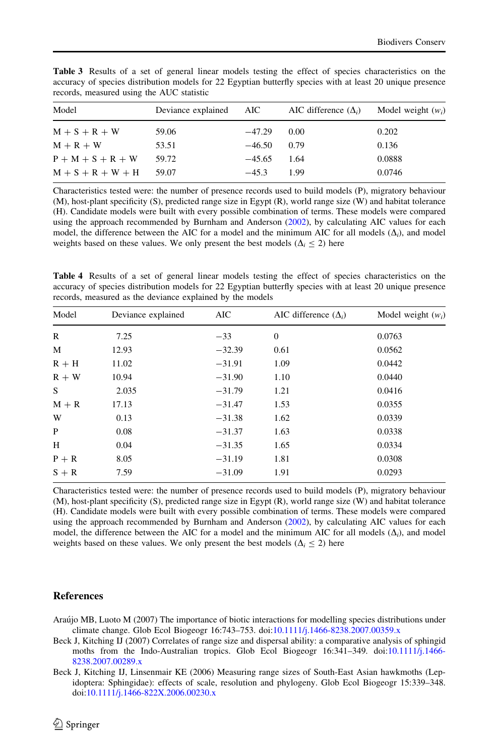**Table 3** Results of a set of general linear models testing the effect of species characteristics on the accuracy of species distribution models for 22 Egyptian butterfly species with at least 20 unique presence records, measured using the AUC statistic

| Model | Deviance explained | AIC | AIC difference ($\Delta_i$) | Model weight ($w_i$) |
|---|---|---|---|---|
| M + S + R + W | 59.06 | −47.29 | 0.00 | 0.202 |
| M + R + W | 53.51 | −46.50 | 0.79 | 0.136 |
| P + M + S + R + W | 59.72 | −45.65 | 1.64 | 0.0888 |
| M + S + R + W + H | 59.07 | −45.3 | 1.99 | 0.0746 |

Characteristics tested were: the number of presence records used to build models (P), migratory behaviour (M), host-plant specificity (S), predicted range size in Egypt (R), world range size (W) and habitat tolerance (H). Candidate models were built with every possible combination of terms. These models were compared using the approach recommended by Burnham and Anderson (2002), by calculating AIC values for each model, the difference between the AIC for a model and the minimum AIC for all models ($\Delta_i$), and model weights based on these values. We only present the best models ($\Delta_i \leq 2$) here

**Table 4** Results of a set of general linear models testing the effect of species characteristics on the accuracy of species distribution models for 22 Egyptian butterfly species with at least 20 unique presence records, measured as the deviance explained by the models

| Model | Deviance explained | AIC | AIC difference ($\Delta_i$) | Model weight ($w_i$) |
|---|---|---|---|---|
| R | 7.25 | −33 | 0 | 0.0763 |
| M | 12.93 | −32.39 | 0.61 | 0.0562 |
| R + H | 11.02 | −31.91 | 1.09 | 0.0442 |
| R + W | 10.94 | −31.90 | 1.10 | 0.0440 |
| S | 2.035 | −31.79 | 1.21 | 0.0416 |
| M + R | 17.13 | −31.47 | 1.53 | 0.0355 |
| W | 0.13 | −31.38 | 1.62 | 0.0339 |
| P | 0.08 | −31.37 | 1.63 | 0.0338 |
| H | 0.04 | −31.35 | 1.65 | 0.0334 |
| P + R | 8.05 | −31.19 | 1.81 | 0.0308 |
| S + R | 7.59 | −31.09 | 1.91 | 0.0293 |

Characteristics tested were: the number of presence records used to build models (P), migratory behaviour (M), host-plant specificity (S), predicted range size in Egypt (R), world range size (W) and habitat tolerance (H). Candidate models were built with every possible combination of terms. These models were compared using the approach recommended by Burnham and Anderson (2002), by calculating AIC values for each model, the difference between the AIC for a model and the minimum AIC for all models ($\Delta_i$), and model weights based on these values. We only present the best models ($\Delta_i \leq 2$) here

## References

Araújo MB, Luoto M (2007) The importance of biotic interactions for modelling species distributions under climate change. Glob Ecol Biogeogr 16:743–753. doi:10.1111/j.1466-8238.2007.00359.x

Beck J, Kitching IJ (2007) Correlates of range size and dispersal ability: a comparative analysis of sphingid moths from the Indo-Australian tropics. Glob Ecol Biogeogr 16:341–349. doi:10.1111/j.1466-8238.2007.00289.x

Beck J, Kitching IJ, Linsenmair KE (2006) Measuring range sizes of South-East Asian hawkmoths (Lepidoptera: Sphingidae): effects of scale, resolution and phylogeny. Glob Ecol Biogeogr 15:339–348. doi:10.1111/j.1466-822X.2006.00230.x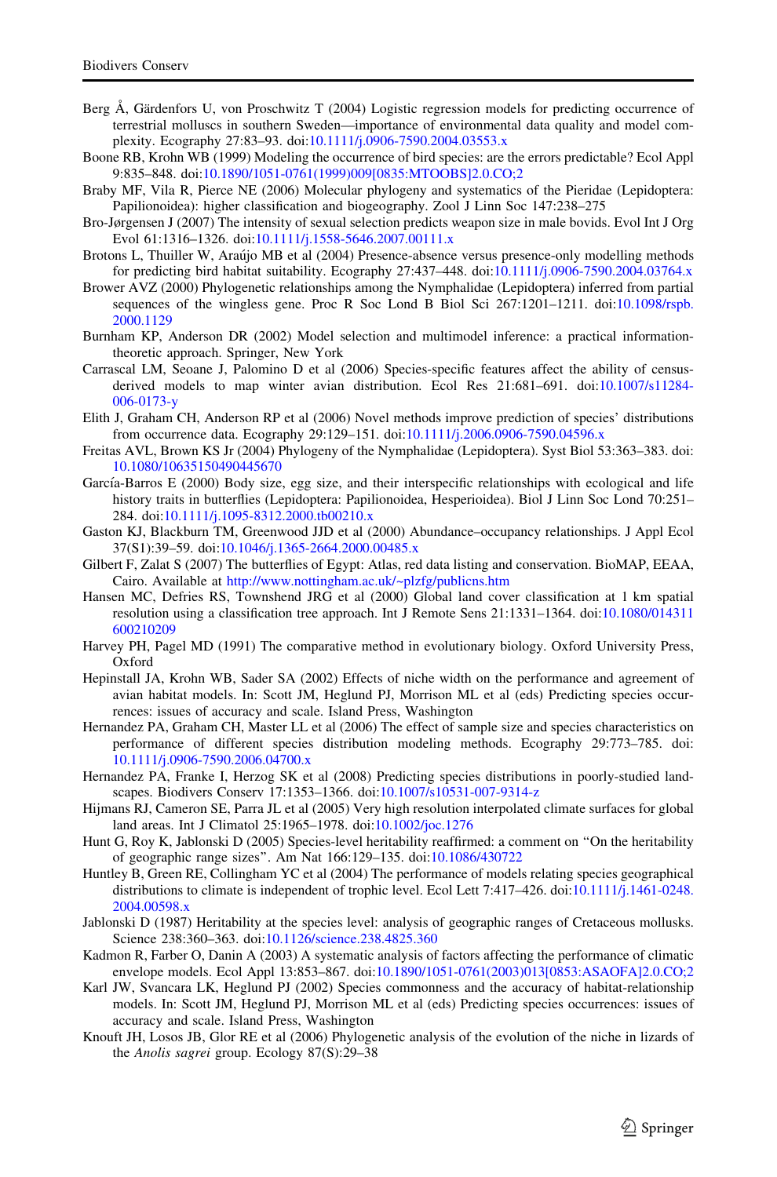Berg Å, Gärdenfors U, von Proschwitz T (2004) Logistic regression models for predicting occurrence of terrestrial molluscs in southern Sweden—importance of environmental data quality and model complexity. Ecography 27:83–93. doi:10.1111/j.0906-7590.2004.03553.x

Boone RB, Krohn WB (1999) Modeling the occurrence of bird species: are the errors predictable? Ecol Appl 9:835–848. doi:10.1890/1051-0761(1999)009[0835:MTOOBS]2.0.CO;2

Braby MF, Vila R, Pierce NE (2006) Molecular phylogeny and systematics of the Pieridae (Lepidoptera: Papilionoidea): higher classification and biogeography. Zool J Linn Soc 147:238–275

Bro-Jørgensen J (2007) The intensity of sexual selection predicts weapon size in male bovids. Evol Int J Org Evol 61:1316–1326. doi:10.1111/j.1558-5646.2007.00111.x

Brotons L, Thuiller W, Araújo MB et al (2004) Presence-absence versus presence-only modelling methods for predicting bird habitat suitability. Ecography 27:437–448. doi:10.1111/j.0906-7590.2004.03764.x

Brower AVZ (2000) Phylogenetic relationships among the Nymphalidae (Lepidoptera) inferred from partial sequences of the wingless gene. Proc R Soc Lond B Biol Sci 267:1201–1211. doi:10.1098/rspb.2000.1129

Burnham KP, Anderson DR (2002) Model selection and multimodel inference: a practical information-theoretic approach. Springer, New York

Carrascal LM, Seoane J, Palomino D et al (2006) Species-specific features affect the ability of census-derived models to map winter avian distribution. Ecol Res 21:681–691. doi:10.1007/s11284-006-0173-y

Elith J, Graham CH, Anderson RP et al (2006) Novel methods improve prediction of species' distributions from occurrence data. Ecography 29:129–151. doi:10.1111/j.2006.0906-7590.04596.x

Freitas AVL, Brown KS Jr (2004) Phylogeny of the Nymphalidae (Lepidoptera). Syst Biol 53:363–383. doi:10.1080/10635150490445670

García-Barros E (2000) Body size, egg size, and their interspecific relationships with ecological and life history traits in butterflies (Lepidoptera: Papilionoidea, Hesperioidea). Biol J Linn Soc Lond 70:251–284. doi:10.1111/j.1095-8312.2000.tb00210.x

Gaston KJ, Blackburn TM, Greenwood JJD et al (2000) Abundance–occupancy relationships. J Appl Ecol 37(S1):39–59. doi:10.1046/j.1365-2664.2000.00485.x

Gilbert F, Zalat S (2007) The butterflies of Egypt: Atlas, red data listing and conservation. BioMAP, EEAA, Cairo. Available at http://www.nottingham.ac.uk/~plzfg/publicns.htm

Hansen MC, Defries RS, Townshend JRG et al (2000) Global land cover classification at 1 km spatial resolution using a classification tree approach. Int J Remote Sens 21:1331–1364. doi:10.1080/014311600210209

Harvey PH, Pagel MD (1991) The comparative method in evolutionary biology. Oxford University Press, Oxford

Hepinstall JA, Krohn WB, Sader SA (2002) Effects of niche width on the performance and agreement of avian habitat models. In: Scott JM, Heglund PJ, Morrison ML et al (eds) Predicting species occurrences: issues of accuracy and scale. Island Press, Washington

Hernandez PA, Graham CH, Master LL et al (2006) The effect of sample size and species characteristics on performance of different species distribution modeling methods. Ecography 29:773–785. doi:10.1111/j.0906-7590.2006.04700.x

Hernandez PA, Franke I, Herzog SK et al (2008) Predicting species distributions in poorly-studied landscapes. Biodivers Conserv 17:1353–1366. doi:10.1007/s10531-007-9314-z

Hijmans RJ, Cameron SE, Parra JL et al (2005) Very high resolution interpolated climate surfaces for global land areas. Int J Climatol 25:1965–1978. doi:10.1002/joc.1276

Hunt G, Roy K, Jablonski D (2005) Species-level heritability reaffirmed: a comment on "On the heritability of geographic range sizes". Am Nat 166:129–135. doi:10.1086/430722

Huntley B, Green RE, Collingham YC et al (2004) The performance of models relating species geographical distributions to climate is independent of trophic level. Ecol Lett 7:417–426. doi:10.1111/j.1461-0248.2004.00598.x

Jablonski D (1987) Heritability at the species level: analysis of geographic ranges of Cretaceous mollusks. Science 238:360–363. doi:10.1126/science.238.4825.360

Kadmon R, Farber O, Danin A (2003) A systematic analysis of factors affecting the performance of climatic envelope models. Ecol Appl 13:853–867. doi:10.1890/1051-0761(2003)013[0853:ASAOFA]2.0.CO;2

Karl JW, Svancara LK, Heglund PJ (2002) Species commonness and the accuracy of habitat-relationship models. In: Scott JM, Heglund PJ, Morrison ML et al (eds) Predicting species occurrences: issues of accuracy and scale. Island Press, Washington

Knouft JH, Losos JB, Glor RE et al (2006) Phylogenetic analysis of the evolution of the niche in lizards of the *Anolis sagrei* group. Ecology 87(S):29–38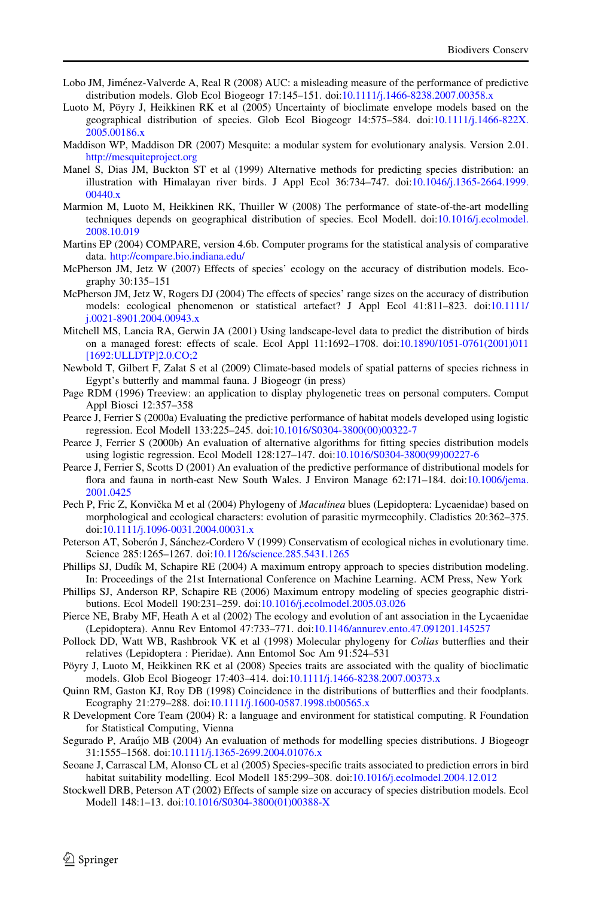Lobo JM, Jiménez-Valverde A, Real R (2008) AUC: a misleading measure of the performance of predictive distribution models. Glob Ecol Biogeogr 17:145–151. doi:10.1111/j.1466-8238.2007.00358.x

Luoto M, Pöyry J, Heikkinen RK et al (2005) Uncertainty of bioclimate envelope models based on the geographical distribution of species. Glob Ecol Biogeogr 14:575–584. doi:10.1111/j.1466-822X.2005.00186.x

Maddison WP, Maddison DR (2007) Mesquite: a modular system for evolutionary analysis. Version 2.01. http://mesquiteproject.org

Manel S, Dias JM, Buckton ST et al (1999) Alternative methods for predicting species distribution: an illustration with Himalayan river birds. J Appl Ecol 36:734–747. doi:10.1046/j.1365-2664.1999.00440.x

Marmion M, Luoto M, Heikkinen RK, Thuiller W (2008) The performance of state-of-the-art modelling techniques depends on geographical distribution of species. Ecol Modell. doi:10.1016/j.ecolmodel.2008.10.019

Martins EP (2004) COMPARE, version 4.6b. Computer programs for the statistical analysis of comparative data. http://compare.bio.indiana.edu/

McPherson JM, Jetz W (2007) Effects of species' ecology on the accuracy of distribution models. Ecography 30:135–151

McPherson JM, Jetz W, Rogers DJ (2004) The effects of species' range sizes on the accuracy of distribution models: ecological phenomenon or statistical artefact? J Appl Ecol 41:811–823. doi:10.1111/j.0021-8901.2004.00943.x

Mitchell MS, Lancia RA, Gerwin JA (2001) Using landscape-level data to predict the distribution of birds on a managed forest: effects of scale. Ecol Appl 11:1692–1708. doi:10.1890/1051-0761(2001)011[1692:ULLDTP]2.0.CO;2

Newbold T, Gilbert F, Zalat S et al (2009) Climate-based models of spatial patterns of species richness in Egypt's butterfly and mammal fauna. J Biogeogr (in press)

Page RDM (1996) Treeview: an application to display phylogenetic trees on personal computers. Comput Appl Biosci 12:357–358

Pearce J, Ferrier S (2000a) Evaluating the predictive performance of habitat models developed using logistic regression. Ecol Modell 133:225–245. doi:10.1016/S0304-3800(00)00322-7

Pearce J, Ferrier S (2000b) An evaluation of alternative algorithms for fitting species distribution models using logistic regression. Ecol Modell 128:127–147. doi:10.1016/S0304-3800(99)00227-6

Pearce J, Ferrier S, Scotts D (2001) An evaluation of the predictive performance of distributional models for flora and fauna in north-east New South Wales. J Environ Manage 62:171–184. doi:10.1006/jema.2001.0425

Pech P, Fric Z, Konvička M et al (2004) Phylogeny of *Maculinea* blues (Lepidoptera: Lycaenidae) based on morphological and ecological characters: evolution of parasitic myrmecophily. Cladistics 20:362–375. doi:10.1111/j.1096-0031.2004.00031.x

Peterson AT, Soberón J, Sánchez-Cordero V (1999) Conservatism of ecological niches in evolutionary time. Science 285:1265–1267. doi:10.1126/science.285.5431.1265

Phillips SJ, Dudík M, Schapire RE (2004) A maximum entropy approach to species distribution modeling. In: Proceedings of the 21st International Conference on Machine Learning. ACM Press, New York

Phillips SJ, Anderson RP, Schapire RE (2006) Maximum entropy modeling of species geographic distributions. Ecol Modell 190:231–259. doi:10.1016/j.ecolmodel.2005.03.026

Pierce NE, Braby MF, Heath A et al (2002) The ecology and evolution of ant association in the Lycaenidae (Lepidoptera). Annu Rev Entomol 47:733–771. doi:10.1146/annurev.ento.47.091201.145257

Pollock DD, Watt WB, Rashbrook VK et al (1998) Molecular phylogeny for *Colias* butterflies and their relatives (Lepidoptera : Pieridae). Ann Entomol Soc Am 91:524–531

Pöyry J, Luoto M, Heikkinen RK et al (2008) Species traits are associated with the quality of bioclimatic models. Glob Ecol Biogeogr 17:403–414. doi:10.1111/j.1466-8238.2007.00373.x

Quinn RM, Gaston KJ, Roy DB (1998) Coincidence in the distributions of butterflies and their foodplants. Ecography 21:279–288. doi:10.1111/j.1600-0587.1998.tb00565.x

R Development Core Team (2004) R: a language and environment for statistical computing. R Foundation for Statistical Computing, Vienna

Segurado P, Araújo MB (2004) An evaluation of methods for modelling species distributions. J Biogeogr 31:1555–1568. doi:10.1111/j.1365-2699.2004.01076.x

Seoane J, Carrascal LM, Alonso CL et al (2005) Species-specific traits associated to prediction errors in bird habitat suitability modelling. Ecol Modell 185:299–308. doi:10.1016/j.ecolmodel.2004.12.012

Stockwell DRB, Peterson AT (2002) Effects of sample size on accuracy of species distribution models. Ecol Modell 148:1–13. doi:10.1016/S0304-3800(01)00388-X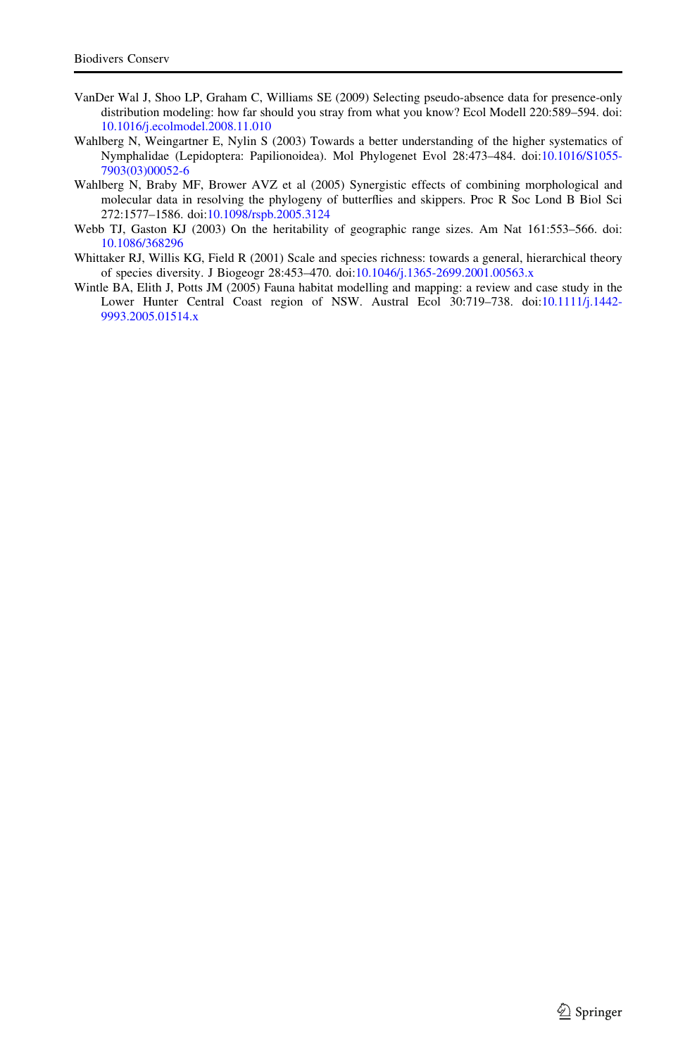VanDer Wal J, Shoo LP, Graham C, Williams SE (2009) Selecting pseudo-absence data for presence-only distribution modeling: how far should you stray from what you know? Ecol Modell 220:589–594. doi:10.1016/j.ecolmodel.2008.11.010

Wahlberg N, Weingartner E, Nylin S (2003) Towards a better understanding of the higher systematics of Nymphalidae (Lepidoptera: Papilionoidea). Mol Phylogenet Evol 28:473–484. doi:10.1016/S1055-7903(03)00052-6

Wahlberg N, Braby MF, Brower AVZ et al (2005) Synergistic effects of combining morphological and molecular data in resolving the phylogeny of butterflies and skippers. Proc R Soc Lond B Biol Sci 272:1577–1586. doi:10.1098/rspb.2005.3124

Webb TJ, Gaston KJ (2003) On the heritability of geographic range sizes. Am Nat 161:553–566. doi:10.1086/368296

Whittaker RJ, Willis KG, Field R (2001) Scale and species richness: towards a general, hierarchical theory of species diversity. J Biogeogr 28:453–470. doi:10.1046/j.1365-2699.2001.00563.x

Wintle BA, Elith J, Potts JM (2005) Fauna habitat modelling and mapping: a review and case study in the Lower Hunter Central Coast region of NSW. Austral Ecol 30:719–738. doi:10.1111/j.1442-9993.2005.01514.x